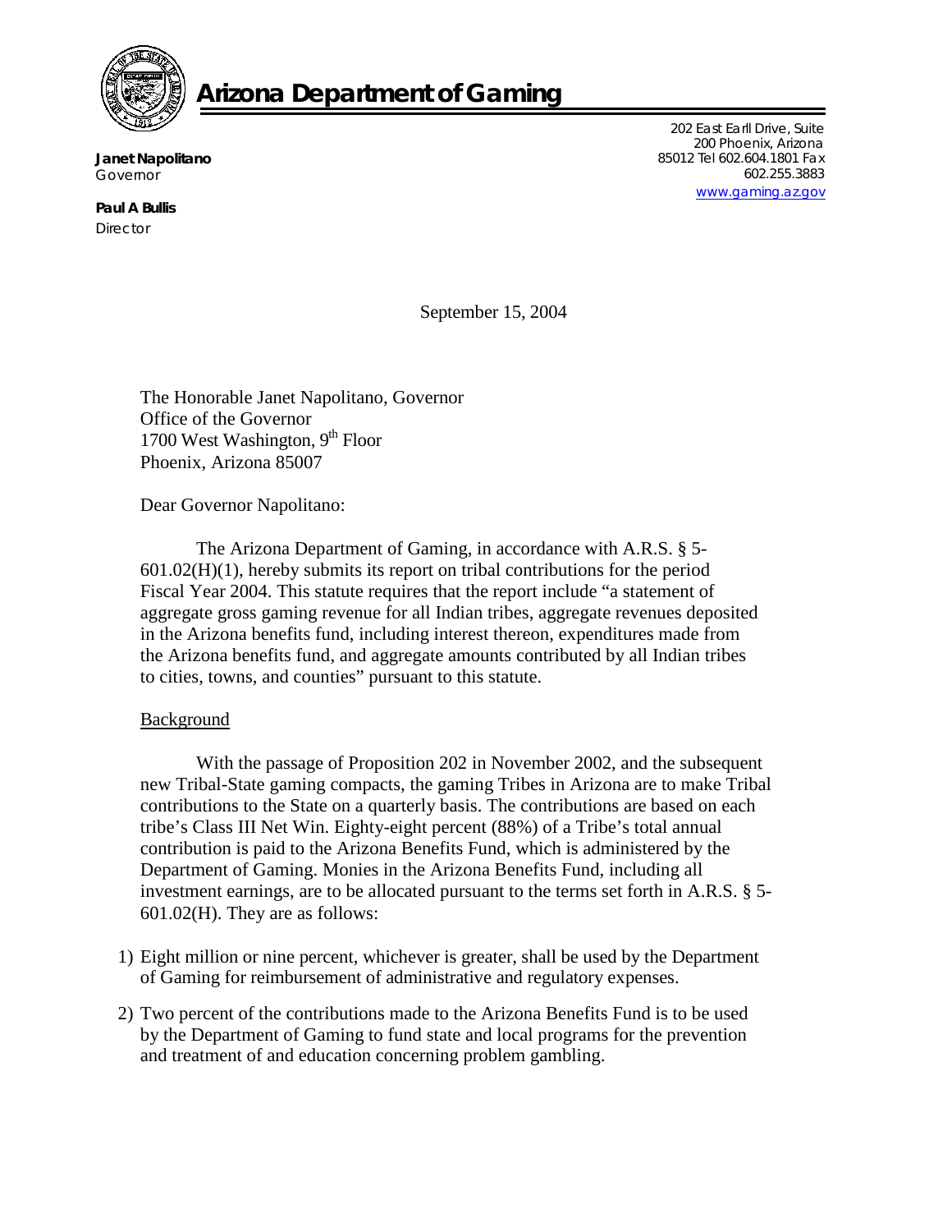# Arizona Department of Gaming

**Janet Napolitano**
Governor

**Paul A Bullis**
Director

202 East Earll Drive, Suite 200 Phoenix, Arizona 85012 Tel 602.604.1801 Fax 602.255.3883
www.gaming.az.gov

September 15, 2004

The Honorable Janet Napolitano, Governor
Office of the Governor
1700 West Washington, 9th Floor
Phoenix, Arizona 85007

Dear Governor Napolitano:

The Arizona Department of Gaming, in accordance with A.R.S. § 5-601.02(H)(1), hereby submits its report on tribal contributions for the period Fiscal Year 2004. This statute requires that the report include "a statement of aggregate gross gaming revenue for all Indian tribes, aggregate revenues deposited in the Arizona benefits fund, including interest thereon, expenditures made from the Arizona benefits fund, and aggregate amounts contributed by all Indian tribes to cities, towns, and counties" pursuant to this statute.

## Background

With the passage of Proposition 202 in November 2002, and the subsequent new Tribal-State gaming compacts, the gaming Tribes in Arizona are to make Tribal contributions to the State on a quarterly basis. The contributions are based on each tribe's Class III Net Win. Eighty-eight percent (88%) of a Tribe's total annual contribution is paid to the Arizona Benefits Fund, which is administered by the Department of Gaming. Monies in the Arizona Benefits Fund, including all investment earnings, are to be allocated pursuant to the terms set forth in A.R.S. § 5-601.02(H). They are as follows:

1) Eight million or nine percent, whichever is greater, shall be used by the Department of Gaming for reimbursement of administrative and regulatory expenses.
2) Two percent of the contributions made to the Arizona Benefits Fund is to be used by the Department of Gaming to fund state and local programs for the prevention and treatment of and education concerning problem gambling.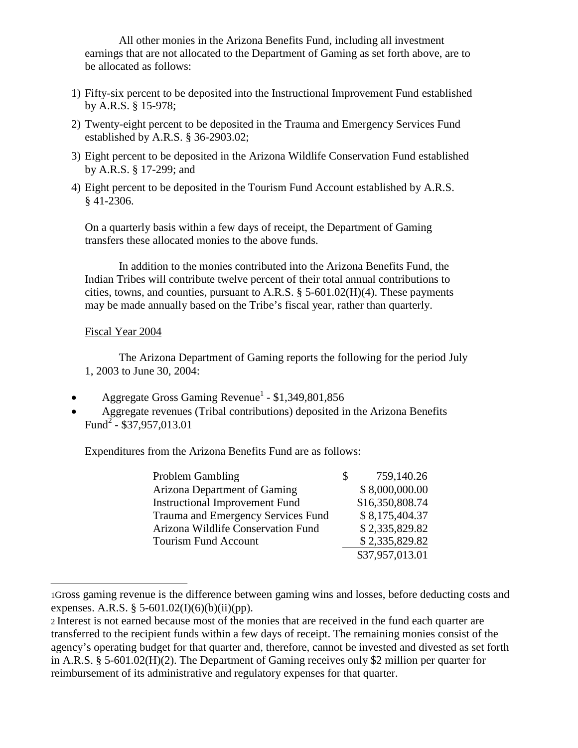All other monies in the Arizona Benefits Fund, including all investment earnings that are not allocated to the Department of Gaming as set forth above, are to be allocated as follows:

1) Fifty-six percent to be deposited into the Instructional Improvement Fund established by A.R.S. § 15-978;
2) Twenty-eight percent to be deposited in the Trauma and Emergency Services Fund established by A.R.S. § 36-2903.02;
3) Eight percent to be deposited in the Arizona Wildlife Conservation Fund established by A.R.S. § 17-299; and
4) Eight percent to be deposited in the Tourism Fund Account established by A.R.S. § 41-2306.

On a quarterly basis within a few days of receipt, the Department of Gaming transfers these allocated monies to the above funds.

In addition to the monies contributed into the Arizona Benefits Fund, the Indian Tribes will contribute twelve percent of their total annual contributions to cities, towns, and counties, pursuant to A.R.S. § 5-601.02(H)(4). These payments may be made annually based on the Tribe's fiscal year, rather than quarterly.

Fiscal Year 2004

The Arizona Department of Gaming reports the following for the period July 1, 2003 to June 30, 2004:

- Aggregate Gross Gaming Revenue[1] - $1,349,801,856
- Aggregate revenues (Tribal contributions) deposited in the Arizona Benefits Fund[2] - $37,957,013.01

Expenditures from the Arizona Benefits Fund are as follows:

| | |
|---|---|
| Problem Gambling | $ 759,140.26 |
| Arizona Department of Gaming | $ 8,000,000.00 |
| Instructional Improvement Fund | $16,350,808.74 |
| Trauma and Emergency Services Fund | $ 8,175,404.37 |
| Arizona Wildlife Conservation Fund | $ 2,335,829.82 |
| Tourism Fund Account | $ 2,335,829.82 |
| | $37,957,013.01 |

---

[1] Gross gaming revenue is the difference between gaming wins and losses, before deducting costs and expenses. A.R.S. § 5-601.02(I)(6)(b)(ii)(pp).

[2] Interest is not earned because most of the monies that are received in the fund each quarter are transferred to the recipient funds within a few days of receipt. The remaining monies consist of the agency's operating budget for that quarter and, therefore, cannot be invested and divested as set forth in A.R.S. § 5-601.02(H)(2). The Department of Gaming receives only $2 million per quarter for reimbursement of its administrative and regulatory expenses for that quarter.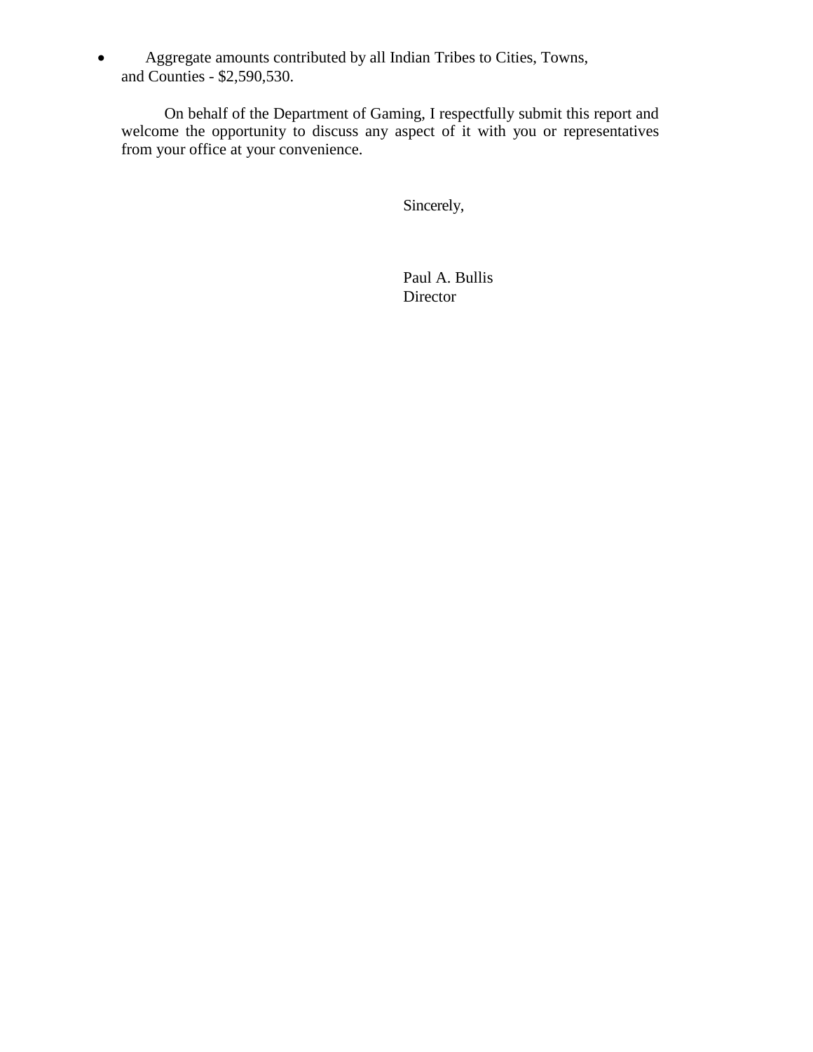- Aggregate amounts contributed by all Indian Tribes to Cities, Towns, and Counties - $2,590,530.

On behalf of the Department of Gaming, I respectfully submit this report and welcome the opportunity to discuss any aspect of it with you or representatives from your office at your convenience.

Sincerely,

Paul A. Bullis
Director